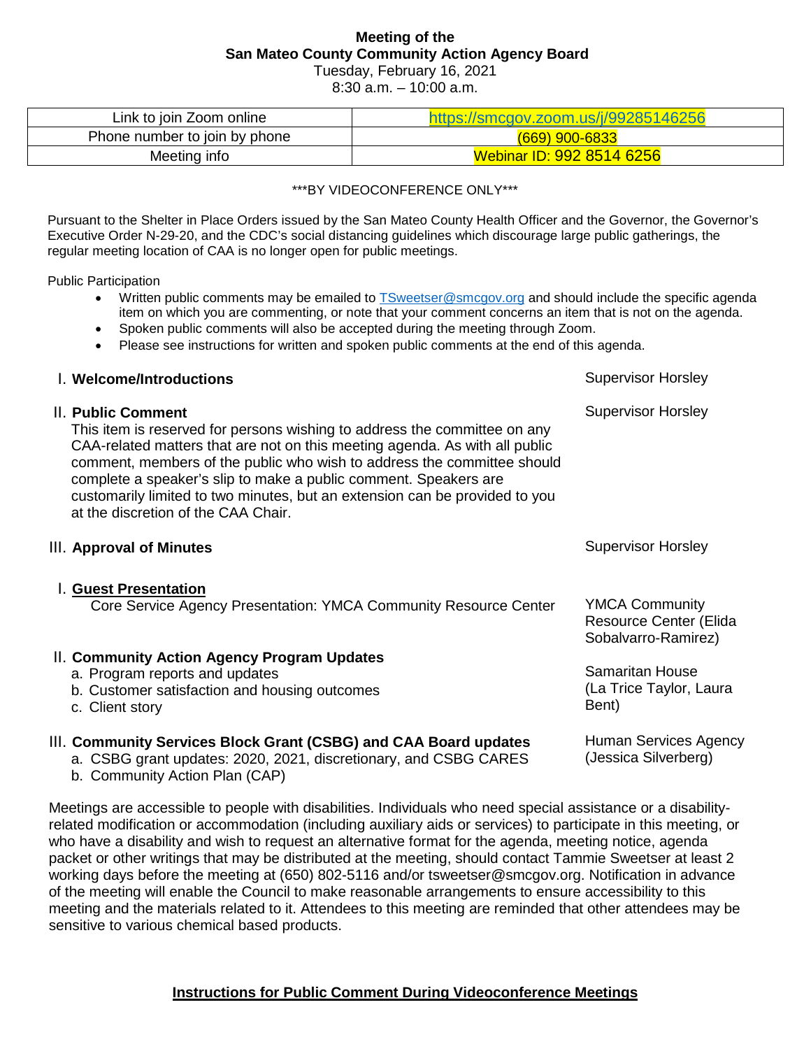# Meeting of the San Mateo County Community Action Agency Board

Tuesday, February 16, 2021
8:30 a.m. – 10:00 a.m.

| Link to join Zoom online | https://smcgov.zoom.us/j/99285146256 |
|---|---|
| Phone number to join by phone | (669) 900-6833 |
| Meeting info | Webinar ID: 992 8514 6256 |

\*\*\*BY VIDEOCONFERENCE ONLY\*\*\*

Pursuant to the Shelter in Place Orders issued by the San Mateo County Health Officer and the Governor, the Governor's Executive Order N-29-20, and the CDC's social distancing guidelines which discourage large public gatherings, the regular meeting location of CAA is no longer open for public meetings.

Public Participation

- Written public comments may be emailed to TSweetser@smcgov.org and should include the specific agenda item on which you are commenting, or note that your comment concerns an item that is not on the agenda.
- Spoken public comments will also be accepted during the meeting through Zoom.
- Please see instructions for written and spoken public comments at the end of this agenda.

I. **Welcome/Introductions** — Supervisor Horsley

II. **Public Comment** — Supervisor Horsley

This item is reserved for persons wishing to address the committee on any CAA-related matters that are not on this meeting agenda. As with all public comment, members of the public who wish to address the committee should complete a speaker's slip to make a public comment. Speakers are customarily limited to two minutes, but an extension can be provided to you at the discretion of the CAA Chair.

III. **Approval of Minutes** — Supervisor Horsley

I. **<u>Guest Presentation</u>** — YMCA Community Resource Center (Elida Sobalvarro-Ramirez)

Core Service Agency Presentation: YMCA Community Resource Center

II. **Community Action Agency Program Updates** — Samaritan House (La Trice Taylor, Laura Bent)

a. Program reports and updates
b. Customer satisfaction and housing outcomes
c. Client story

III. **Community Services Block Grant (CSBG) and CAA Board updates** — Human Services Agency (Jessica Silverberg)

a. CSBG grant updates: 2020, 2021, discretionary, and CSBG CARES
b. Community Action Plan (CAP)

Meetings are accessible to people with disabilities. Individuals who need special assistance or a disability-related modification or accommodation (including auxiliary aids or services) to participate in this meeting, or who have a disability and wish to request an alternative format for the agenda, meeting notice, agenda packet or other writings that may be distributed at the meeting, should contact Tammie Sweetser at least 2 working days before the meeting at (650) 802-5116 and/or tsweetser@smcgov.org. Notification in advance of the meeting will enable the Council to make reasonable arrangements to ensure accessibility to this meeting and the materials related to it. Attendees to this meeting are reminded that other attendees may be sensitive to various chemical based products.

## <u>Instructions for Public Comment During Videoconference Meetings</u>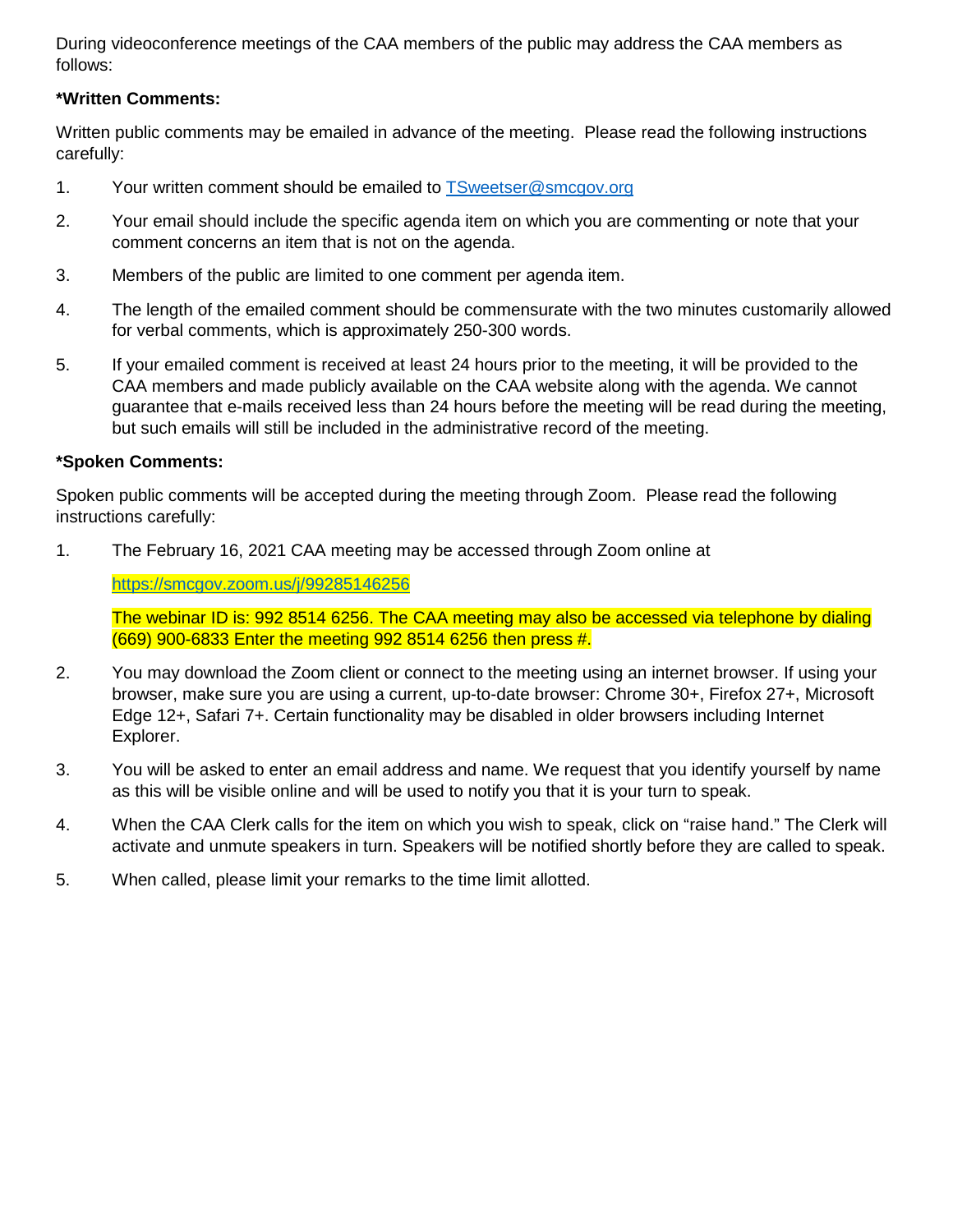During videoconference meetings of the CAA members of the public may address the CAA members as follows:

**\*Written Comments:**

Written public comments may be emailed in advance of the meeting. Please read the following instructions carefully:

1. Your written comment should be emailed to TSweetser@smcgov.org
2. Your email should include the specific agenda item on which you are commenting or note that your comment concerns an item that is not on the agenda.
3. Members of the public are limited to one comment per agenda item.
4. The length of the emailed comment should be commensurate with the two minutes customarily allowed for verbal comments, which is approximately 250-300 words.
5. If your emailed comment is received at least 24 hours prior to the meeting, it will be provided to the CAA members and made publicly available on the CAA website along with the agenda. We cannot guarantee that e-mails received less than 24 hours before the meeting will be read during the meeting, but such emails will still be included in the administrative record of the meeting.

**\*Spoken Comments:**

Spoken public comments will be accepted during the meeting through Zoom. Please read the following instructions carefully:

1. The February 16, 2021 CAA meeting may be accessed through Zoom online at

   https://smcgov.zoom.us/j/99285146256

   The webinar ID is: 992 8514 6256. The CAA meeting may also be accessed via telephone by dialing (669) 900-6833 Enter the meeting 992 8514 6256 then press #.

2. You may download the Zoom client or connect to the meeting using an internet browser. If using your browser, make sure you are using a current, up-to-date browser: Chrome 30+, Firefox 27+, Microsoft Edge 12+, Safari 7+. Certain functionality may be disabled in older browsers including Internet Explorer.
3. You will be asked to enter an email address and name. We request that you identify yourself by name as this will be visible online and will be used to notify you that it is your turn to speak.
4. When the CAA Clerk calls for the item on which you wish to speak, click on "raise hand." The Clerk will activate and unmute speakers in turn. Speakers will be notified shortly before they are called to speak.
5. When called, please limit your remarks to the time limit allotted.